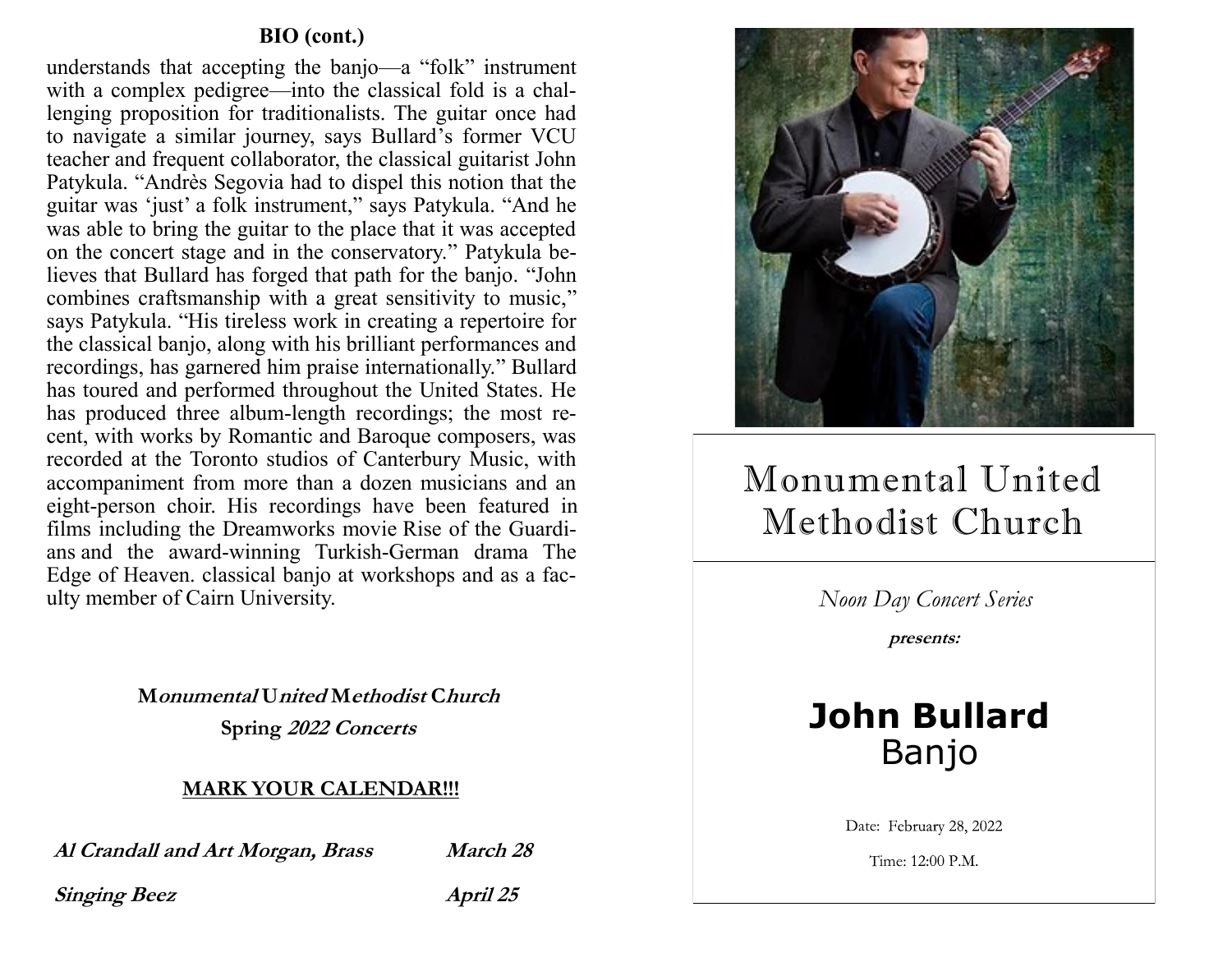**BIO (cont.)**

understands that accepting the banjo—a "folk" instrument with a complex pedigree—into the classical fold is a challenging proposition for traditionalists. The guitar once had to navigate a similar journey, says Bullard's former VCU teacher and frequent collaborator, the classical guitarist John Patykula. "Andrès Segovia had to dispel this notion that the guitar was 'just' a folk instrument," says Patykula. "And he was able to bring the guitar to the place that it was accepted on the concert stage and in the conservatory." Patykula believes that Bullard has forged that path for the banjo. "John combines craftsmanship with a great sensitivity to music," says Patykula. "His tireless work in creating a repertoire for the classical banjo, along with his brilliant performances and recordings, has garnered him praise internationally." Bullard has toured and performed throughout the United States. He has produced three album-length recordings; the most recent, with works by Romantic and Baroque composers, was recorded at the Toronto studios of Canterbury Music, with accompaniment from more than a dozen musicians and an eight-person choir. His recordings have been featured in films including the Dreamworks movie Rise of the Guardians and the award-winning Turkish-German drama The Edge of Heaven. classical banjo at workshops and as a faculty member of Cairn University.

**M*onumental* U*nited* M*ethodist* C*hurch***

**Spring *2022 Concerts***

**MARK YOUR CALENDAR!!!**

| | |
|---|---|
| ***Al Crandall and Art Morgan, Brass*** | ***March 28*** |
| ***Singing Beez*** | ***April 25*** |

# Monumental United Methodist Church

*Noon Day Concert Series*

***presents:***

## John Bullard

Banjo

Date: February 28, 2022

Time: 12:00 P.M.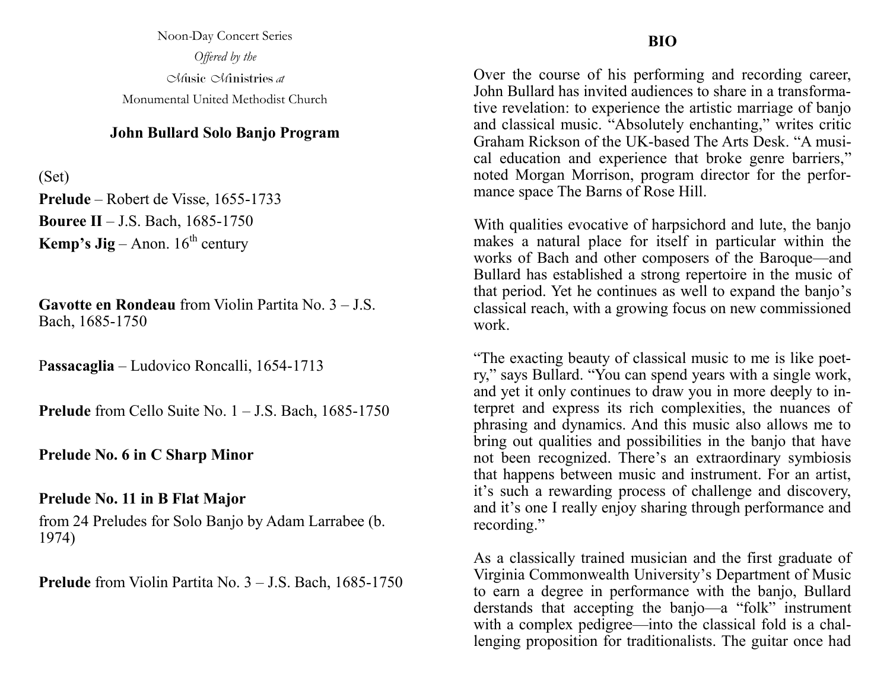Noon-Day Concert Series

*Offered by the*

Music Ministries *at*

Monumental United Methodist Church

## John Bullard Solo Banjo Program

(Set)

**Prelude** – Robert de Visse, 1655-1733

**Bouree II** – J.S. Bach, 1685-1750

**Kemp's Jig** – Anon. 16th century

**Gavotte en Rondeau** from Violin Partita No. 3 – J.S. Bach, 1685-1750

P**assacaglia** – Ludovico Roncalli, 1654-1713

**Prelude** from Cello Suite No. 1 – J.S. Bach, 1685-1750

**Prelude No. 6 in C Sharp Minor**

**Prelude No. 11 in B Flat Major**

from 24 Preludes for Solo Banjo by Adam Larrabee (b. 1974)

**Prelude** from Violin Partita No. 3 – J.S. Bach, 1685-1750

## BIO

Over the course of his performing and recording career, John Bullard has invited audiences to share in a transformative revelation: to experience the artistic marriage of banjo and classical music. "Absolutely enchanting," writes critic Graham Rickson of the UK-based The Arts Desk. "A musical education and experience that broke genre barriers," noted Morgan Morrison, program director for the performance space The Barns of Rose Hill.

With qualities evocative of harpsichord and lute, the banjo makes a natural place for itself in particular within the works of Bach and other composers of the Baroque—and Bullard has established a strong repertoire in the music of that period. Yet he continues as well to expand the banjo's classical reach, with a growing focus on new commissioned work.

"The exacting beauty of classical music to me is like poetry," says Bullard. "You can spend years with a single work, and yet it only continues to draw you in more deeply to interpret and express its rich complexities, the nuances of phrasing and dynamics. And this music also allows me to bring out qualities and possibilities in the banjo that have not been recognized. There's an extraordinary symbiosis that happens between music and instrument. For an artist, it's such a rewarding process of challenge and discovery, and it's one I really enjoy sharing through performance and recording."

As a classically trained musician and the first graduate of Virginia Commonwealth University's Department of Music to earn a degree in performance with the banjo, Bullard derstands that accepting the banjo—a "folk" instrument with a complex pedigree—into the classical fold is a challenging proposition for traditionalists. The guitar once had